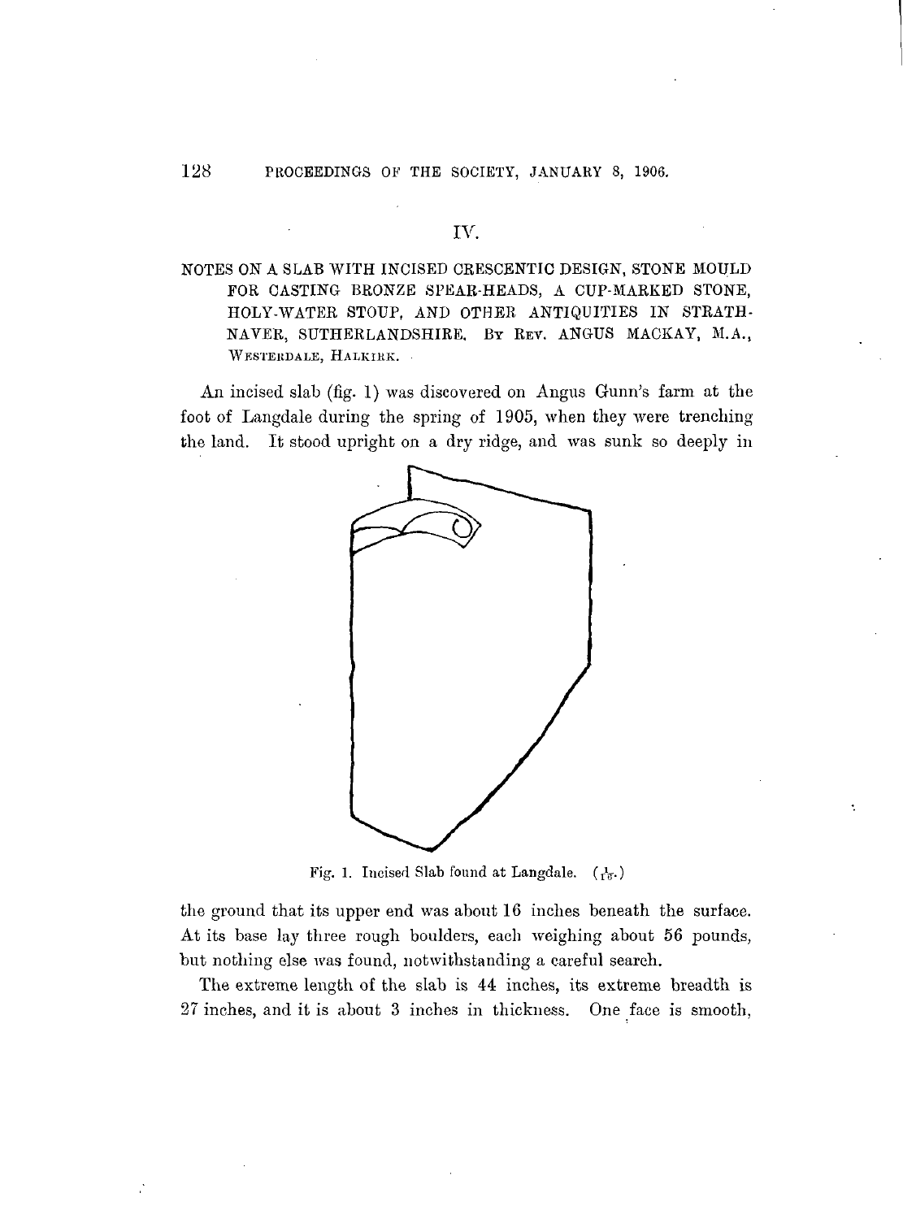## IV.

### NOTES ON A SLAB WITH INCISED CRESCENTIC DESIGN, STONE MOULD FOR CASTING BRONZE SPEAR-HEADS, A CUP-MARKED STONE, HOLY-WATER STOUP, AND OTHER ANTIQUITIES IN STRATHNAVER, SUTHERLANDSHIRE. By Rev. ANGUS MACKAY, M.A., Westerdale, Halkirk.

An incised slab (fig. 1) was discovered on Angus Gunn's farm at the foot of Langdale during the spring of 1905, when they were trenching the land. It stood upright on a dry ridge, and was sunk so deeply in the ground that its upper end was about 16 inches beneath the surface. At its base lay three rough boulders, each weighing about 56 pounds, but nothing else was found, notwithstanding a careful search.

Fig. 1. Incised Slab found at Langdale. ($\frac{1}{16}$.)

The extreme length of the slab is 44 inches, its extreme breadth is 27 inches, and it is about 3 inches in thickness. One face is smooth,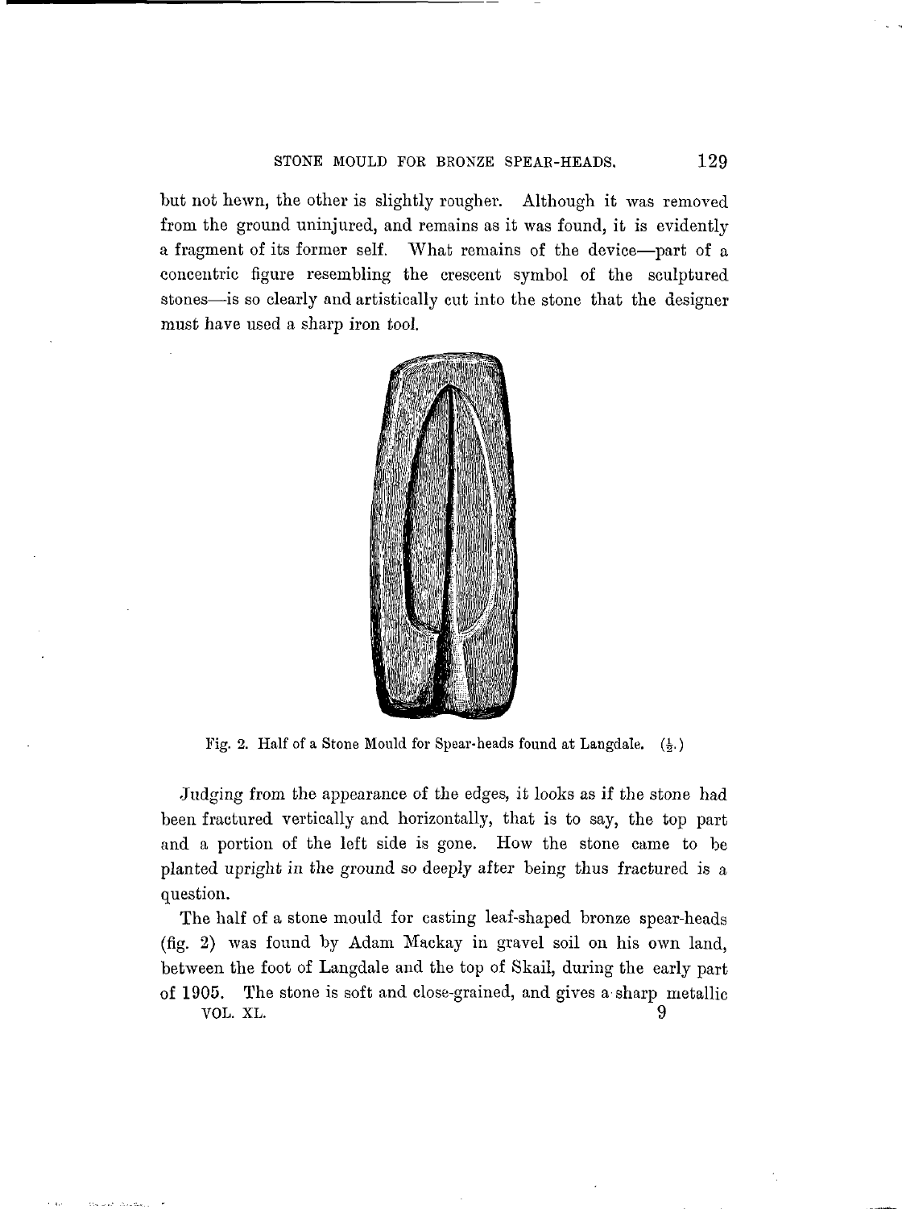but not hewn, the other is slightly rougher. Although it was removed from the ground uninjured, and remains as it was found, it is evidently a fragment of its former self. What remains of the device—part of a concentric figure resembling the crescent symbol of the sculptured stones—is so clearly and artistically cut into the stone that the designer must have used a sharp iron tool.

Fig. 2. Half of a Stone Mould for Spear-heads found at Langdale. (½.)

Judging from the appearance of the edges, it looks as if the stone had been fractured vertically and horizontally, that is to say, the top part and a portion of the left side is gone. How the stone came to be planted upright in the ground so deeply after being thus fractured is a question.

The half of a stone mould for casting leaf-shaped bronze spear-heads (fig. 2) was found by Adam Mackay in gravel soil on his own land, between the foot of Langdale and the top of Skail, during the early part of 1905. The stone is soft and close-grained, and gives a sharp metallic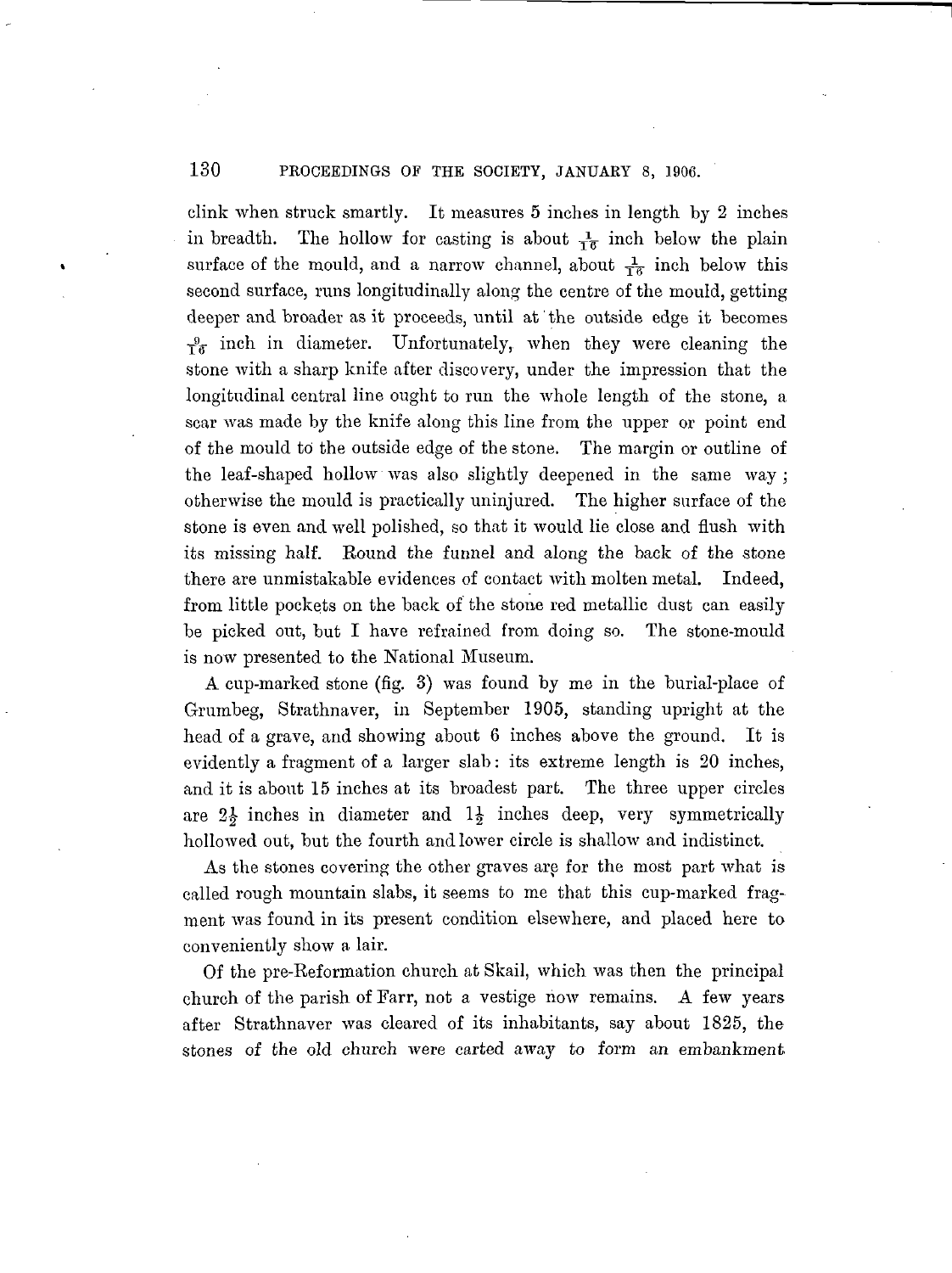clink when struck smartly. It measures 5 inches in length by 2 inches in breadth. The hollow for casting is about $\frac{1}{16}$ inch below the plain surface of the mould, and a narrow channel, about $\frac{1}{16}$ inch below this second surface, runs longitudinally along the centre of the mould, getting deeper and broader as it proceeds, until at the outside edge it becomes $\frac{9}{16}$ inch in diameter. Unfortunately, when they were cleaning the stone with a sharp knife after discovery, under the impression that the longitudinal central line ought to run the whole length of the stone, a scar was made by the knife along this line from the upper or point end of the mould to the outside edge of the stone. The margin or outline of the leaf-shaped hollow was also slightly deepened in the same way; otherwise the mould is practically uninjured. The higher surface of the stone is even and well polished, so that it would lie close and flush with its missing half. Round the funnel and along the back of the stone there are unmistakable evidences of contact with molten metal. Indeed, from little pockets on the back of the stone red metallic dust can easily be picked out, but I have refrained from doing so. The stone-mould is now presented to the National Museum.

A cup-marked stone (fig. 3) was found by me in the burial-place of Grumbeg, Strathnaver, in September 1905, standing upright at the head of a grave, and showing about 6 inches above the ground. It is evidently a fragment of a larger slab: its extreme length is 20 inches, and it is about 15 inches at its broadest part. The three upper circles are $2\frac{1}{2}$ inches in diameter and $1\frac{1}{2}$ inches deep, very symmetrically hollowed out, but the fourth and lower circle is shallow and indistinct.

As the stones covering the other graves are for the most part what is called rough mountain slabs, it seems to me that this cup-marked fragment was found in its present condition elsewhere, and placed here to conveniently show a lair.

Of the pre-Reformation church at Skail, which was then the principal church of the parish of Farr, not a vestige now remains. A few years after Strathnaver was cleared of its inhabitants, say about 1825, the stones of the old church were carted away to form an embankment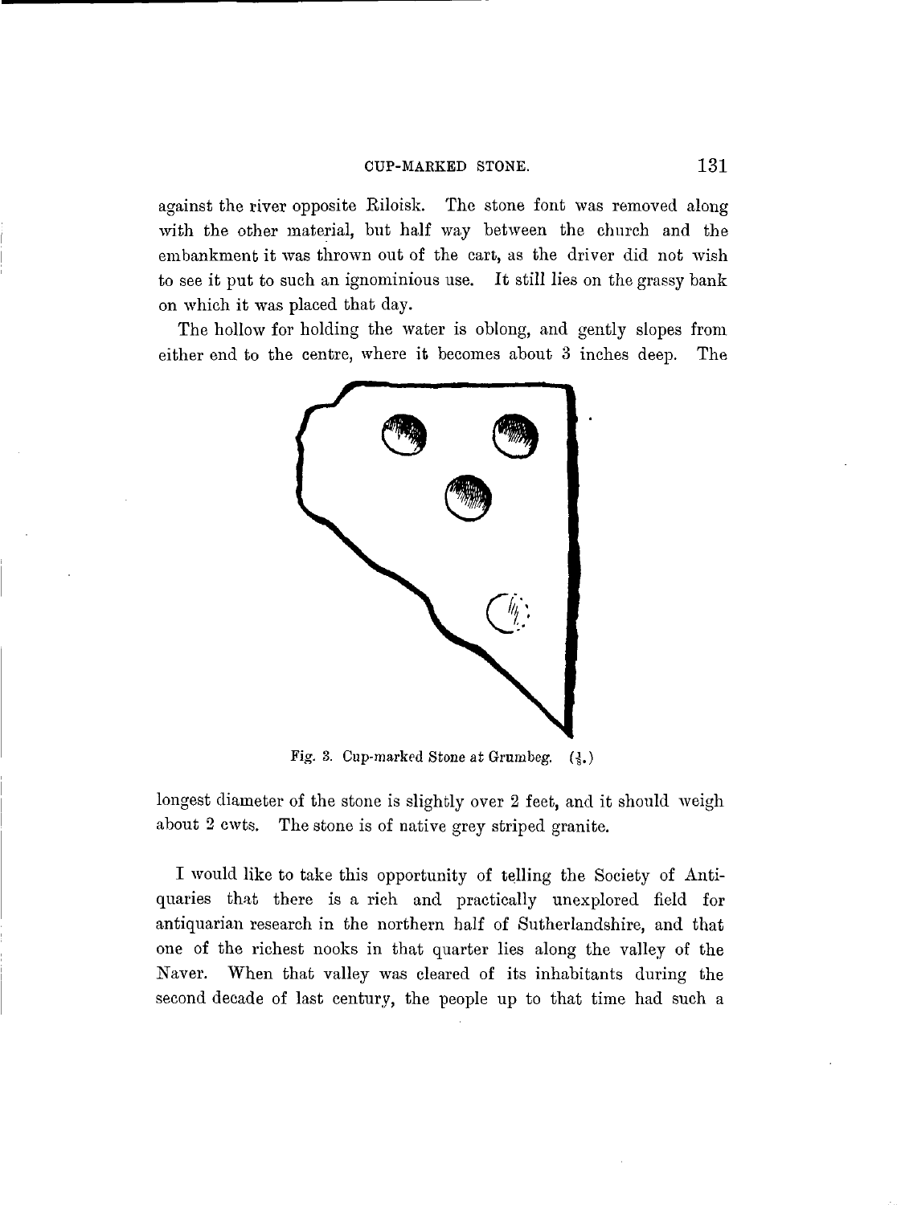against the river opposite Riloisk. The stone font was removed along with the other material, but half way between the church and the embankment it was thrown out of the cart, as the driver did not wish to see it put to such an ignominious use. It still lies on the grassy bank on which it was placed that day.

The hollow for holding the water is oblong, and gently slopes from either end to the centre, where it becomes about 3 inches deep. The longest diameter of the stone is slightly over 2 feet, and it should weigh about 2 cwts. The stone is of native grey striped granite.

Fig. 3. Cup-marked Stone at Grumbeg. ($\frac{1}{8}$.)

I would like to take this opportunity of telling the Society of Antiquaries that there is a rich and practically unexplored field for antiquarian research in the northern half of Sutherlandshire, and that one of the richest nooks in that quarter lies along the valley of the Naver. When that valley was cleared of its inhabitants during the second decade of last century, the people up to that time had such a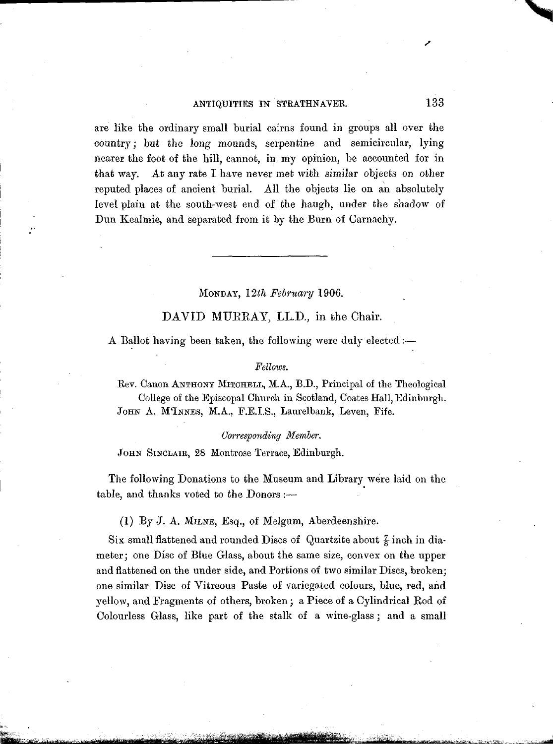are like the ordinary small burial cairns found in groups all over the country; but the long mounds, serpentine and semicircular, lying nearer the foot of the hill, cannot, in my opinion, be accounted for in that way. At any rate I have never met with similar objects on other reputed places of ancient burial. All the objects lie on an absolutely level plain at the south-west end of the haugh, under the shadow of Dun Kealmie, and separated from it by the Burn of Carnachy.

---

MONDAY, *12th February* 1906.

## DAVID MURRAY, LL.D., in the Chair.

A Ballot having been taken, the following were duly elected :—

*Fellows.*

Rev. Canon ANTHONY MITCHELL, M.A., B.D., Principal of the Theological College of the Episcopal Church in Scotland, Coates Hall, Edinburgh.
JOHN A. M'INNES, M.A., F.E.I.S., Laurelbank, Leven, Fife.

*Corresponding Member.*

JOHN SINCLAIR, 28 Montrose Terrace, Edinburgh.

The following Donations to the Museum and Library were laid on the table, and thanks voted to the Donors :—

(1) By J. A. MILNE, Esq., of Melgum, Aberdeenshire.

Six small flattened and rounded Discs of Quartzite about $\frac{7}{8}$ inch in diameter; one Disc of Blue Glass, about the same size, convex on the upper and flattened on the under side, and Portions of two similar Discs, broken; one similar Disc of Vitreous Paste of variegated colours, blue, red, and yellow, and Fragments of others, broken; a Piece of a Cylindrical Rod of Colourless Glass, like part of the stalk of a wine-glass; and a small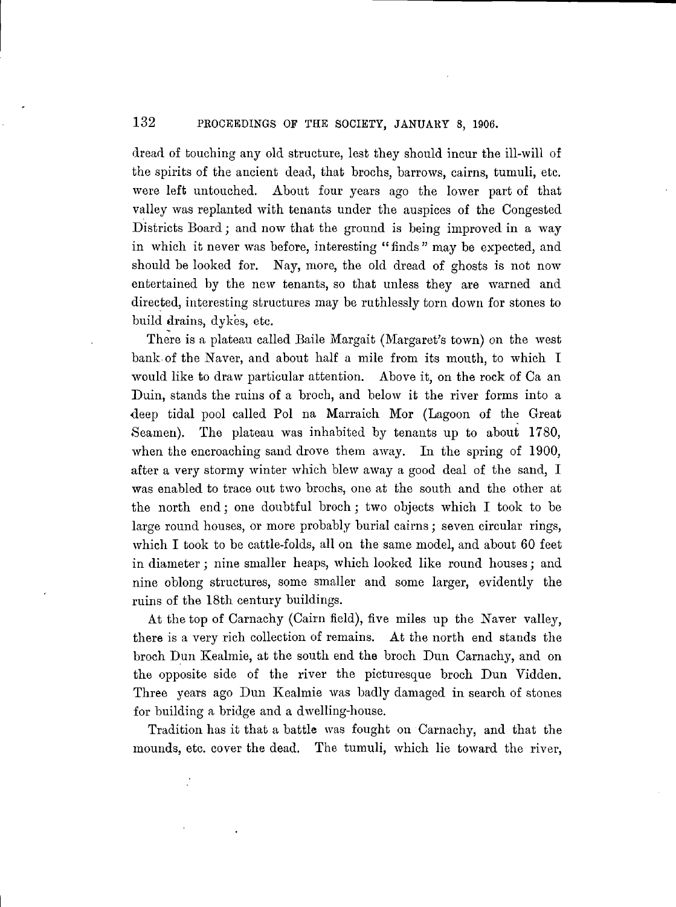dread of touching any old structure, lest they should incur the ill-will of the spirits of the ancient dead, that brochs, barrows, cairns, tumuli, etc. were left untouched. About four years ago the lower part of that valley was replanted with tenants under the auspices of the Congested Districts Board; and now that the ground is being improved in a way in which it never was before, interesting "finds" may be expected, and should be looked for. Nay, more, the old dread of ghosts is not now entertained by the new tenants, so that unless they are warned and directed, interesting structures may be ruthlessly torn down for stones to build drains, dykes, etc.

There is a plateau called Baile Margait (Margaret's town) on the west bank of the Naver, and about half a mile from its mouth, to which I would like to draw particular attention. Above it, on the rock of Ca an Duin, stands the ruins of a broch, and below it the river forms into a deep tidal pool called Pol na Marraich Mor (Lagoon of the Great Seamen). The plateau was inhabited by tenants up to about 1780, when the encroaching sand drove them away. In the spring of 1900, after a very stormy winter which blew away a good deal of the sand, I was enabled to trace out two brochs, one at the south and the other at the north end; one doubtful broch; two objects which I took to be large round houses, or more probably burial cairns; seven circular rings, which I took to be cattle-folds, all on the same model, and about 60 feet in diameter; nine smaller heaps, which looked like round houses; and nine oblong structures, some smaller and some larger, evidently the ruins of the 18th century buildings.

At the top of Carnachy (Cairn field), five miles up the Naver valley, there is a very rich collection of remains. At the north end stands the broch Dun Kealmie, at the south end the broch Dun Carnachy, and on the opposite side of the river the picturesque broch Dun Vidden. Three years ago Dun Kealmie was badly damaged in search of stones for building a bridge and a dwelling-house.

Tradition has it that a battle was fought on Carnachy, and that the mounds, etc. cover the dead. The tumuli, which lie toward the river,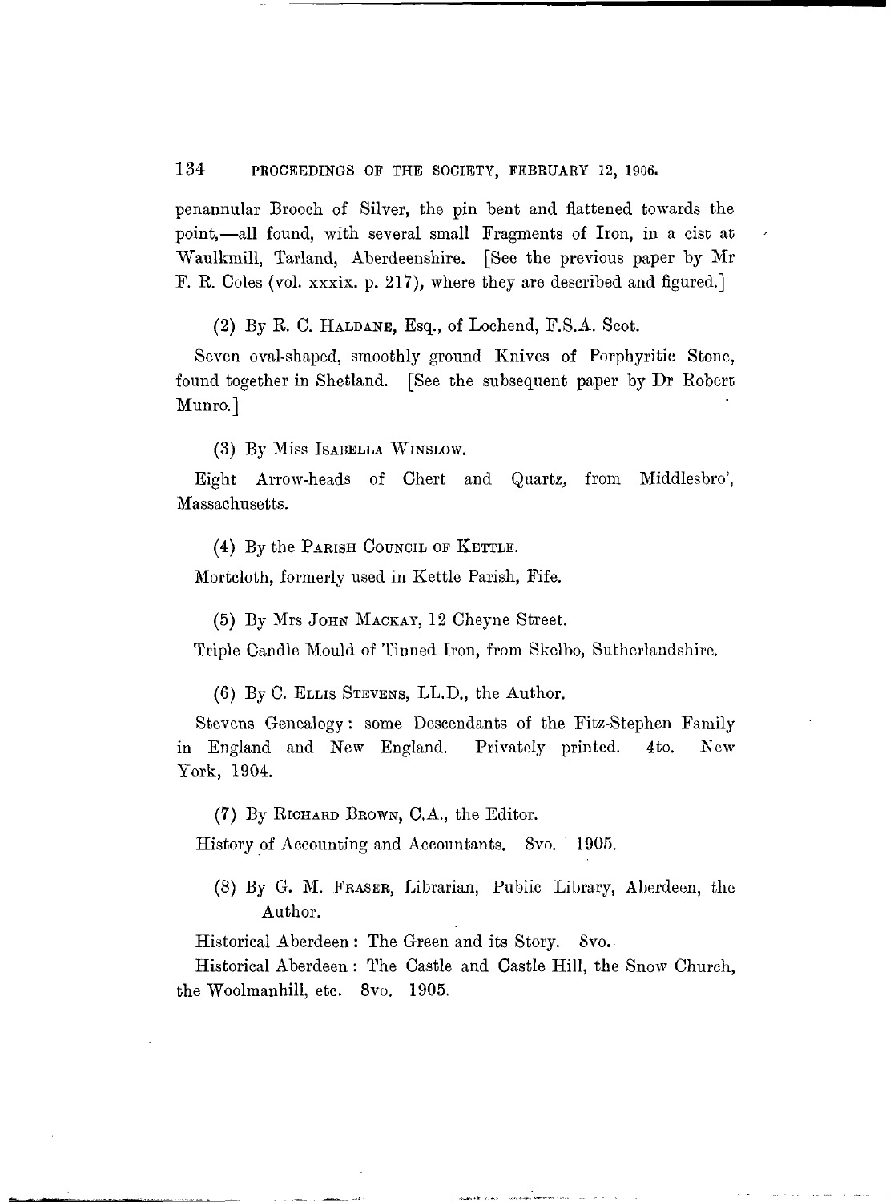penannular Brooch of Silver, the pin bent and flattened towards the point,—all found, with several small Fragments of Iron, in a cist at Waulkmill, Tarland, Aberdeenshire. [See the previous paper by Mr F. R. Coles (vol. xxxix. p. 217), where they are described and figured.]

(2) By R. C. HALDANE, Esq., of Lochend, F.S.A. Scot.

Seven oval-shaped, smoothly ground Knives of Porphyritic Stone, found together in Shetland. [See the subsequent paper by Dr Robert Munro.]

(3) By Miss ISABELLA WINSLOW.

Eight Arrow-heads of Chert and Quartz, from Middlesbro', Massachusetts.

(4) By the PARISH COUNCIL OF KETTLE.

Mortcloth, formerly used in Kettle Parish, Fife.

(5) By Mrs JOHN MACKAY, 12 Cheyne Street.

Triple Candle Mould of Tinned Iron, from Skelbo, Sutherlandshire.

(6) By C. ELLIS STEVENS, LL.D., the Author.

Stevens Genealogy: some Descendants of the Fitz-Stephen Family in England and New England. Privately printed. 4to. New York, 1904.

(7) By RICHARD BROWN, C.A., the Editor.

History of Accounting and Accountants. 8vo. 1905.

(8) By G. M. FRASER, Librarian, Public Library, Aberdeen, the Author.

Historical Aberdeen: The Green and its Story. 8vo.

Historical Aberdeen: The Castle and Castle Hill, the Snow Church, the Woolmanhill, etc. 8vo. 1905.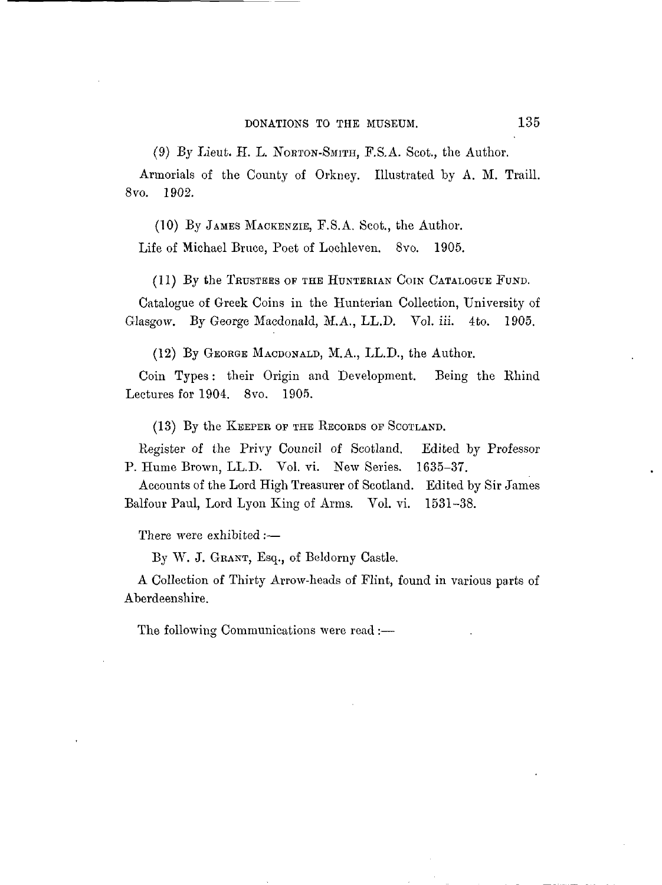(9) By Lieut. H. L. Norton-Smith, F.S.A. Scot., the Author.

Armorials of the County of Orkney. Illustrated by A. M. Traill. 8vo. 1902.

(10) By James Mackenzie, F.S.A. Scot., the Author.

Life of Michael Bruce, Poet of Lochleven. 8vo. 1905.

(11) By the Trustees of the Hunterian Coin Catalogue Fund.

Catalogue of Greek Coins in the Hunterian Collection, University of Glasgow. By George Macdonald, M.A., LL.D. Vol. *iii.* 4to. 1905.

(12) By George Macdonald, M.A., LL.D., the Author.

Coin Types: their Origin and Development. Being the Rhind Lectures for 1904. 8vo. 1905.

(13) By the Keeper of the Records of Scotland.

Register of the Privy Council of Scotland. Edited by Professor P. Hume Brown, LL.D. Vol. vi. New Series. 1635–37.

Accounts of the Lord High Treasurer of Scotland. Edited by Sir James Balfour Paul, Lord Lyon King of Arms. Vol. vi. 1531–38.

There were exhibited :—

By W. J. Grant, Esq., of Beldorny Castle.

A Collection of Thirty Arrow-heads of Flint, found in various parts of Aberdeenshire.

The following Communications were read :—